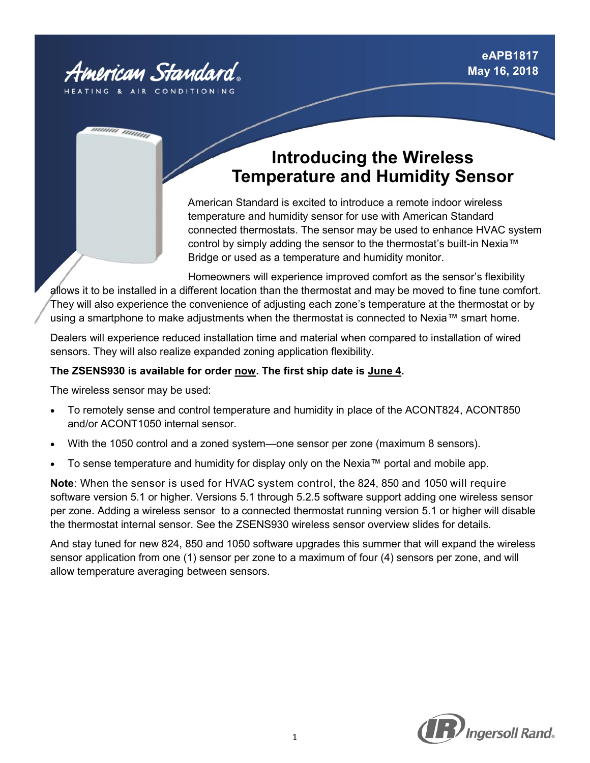American Standard
HEATING & AIR CONDITIONING

eAPB1817
May 16, 2018

# Introducing the Wireless Temperature and Humidity Sensor

American Standard is excited to introduce a remote indoor wireless temperature and humidity sensor for use with American Standard connected thermostats. The sensor may be used to enhance HVAC system control by simply adding the sensor to the thermostat's built-in Nexia™ Bridge or used as a temperature and humidity monitor.

Homeowners will experience improved comfort as the sensor's flexibility allows it to be installed in a different location than the thermostat and may be moved to fine tune comfort. They will also experience the convenience of adjusting each zone's temperature at the thermostat or by using a smartphone to make adjustments when the thermostat is connected to Nexia™ smart home.

Dealers will experience reduced installation time and material when compared to installation of wired sensors. They will also realize expanded zoning application flexibility.

**The ZSENS930 is available for order now. The first ship date is June 4.**

The wireless sensor may be used:

- To remotely sense and control temperature and humidity in place of the ACONT824, ACONT850 and/or ACONT1050 internal sensor.
- With the 1050 control and a zoned system—one sensor per zone (maximum 8 sensors).
- To sense temperature and humidity for display only on the Nexia™ portal and mobile app.

**Note**: When the sensor is used for HVAC system control, the 824, 850 and 1050 will require software version 5.1 or higher. Versions 5.1 through 5.2.5 software support adding one wireless sensor per zone. Adding a wireless sensor to a connected thermostat running version 5.1 or higher will disable the thermostat internal sensor. See the ZSENS930 wireless sensor overview slides for details.

And stay tuned for new 824, 850 and 1050 software upgrades this summer that will expand the wireless sensor application from one (1) sensor per zone to a maximum of four (4) sensors per zone, and will allow temperature averaging between sensors.

Ingersoll Rand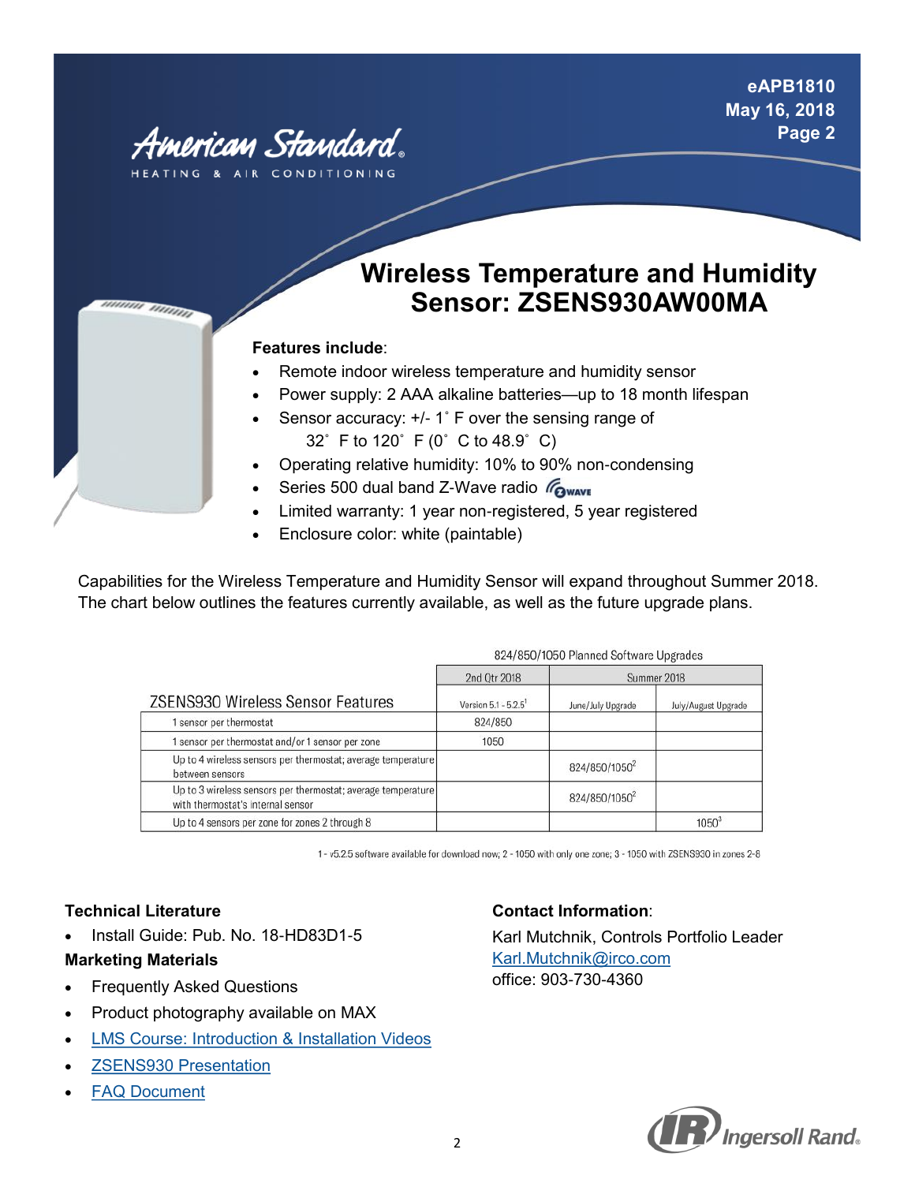# Wireless Temperature and Humidity Sensor: ZSENS930AW00MA

**Features include**:

- Remote indoor wireless temperature and humidity sensor
- Power supply: 2 AAA alkaline batteries—up to 18 month lifespan
- Sensor accuracy: +/- 1˚ F over the sensing range of 32˚ F to 120˚ F (0˚ C to 48.9˚ C)
- Operating relative humidity: 10% to 90% non-condensing
- Series 500 dual band Z-Wave radio
- Limited warranty: 1 year non-registered, 5 year registered
- Enclosure color: white (paintable)

Capabilities for the Wireless Temperature and Humidity Sensor will expand throughout Summer 2018. The chart below outlines the features currently available, as well as the future upgrade plans.

| | 824/850/1050 Planned Software Upgrades | | |
|---|---|---|---|
| | 2nd Qtr 2018 | Summer 2018 | |
| ZSENS930 Wireless Sensor Features | Version 5.1 - 5.2.5[1] | June/July Upgrade | July/August Upgrade |
| 1 sensor per thermostat | 824/850 | | |
| 1 sensor per thermostat and/or 1 sensor per zone | 1050 | | |
| Up to 4 wireless sensors per thermostat; average temperature between sensors | | 824/850/1050[2] | |
| Up to 3 wireless sensors per thermostat; average temperature with thermostat's internal sensor | | 824/850/1050[2] | |
| Up to 4 sensors per zone for zones 2 through 8 | | | 1050[3] |

1 - v5.2.5 software available for download now; 2 - 1050 with only one zone; 3 - 1050 with ZSENS930 in zones 2-8

**Technical Literature**

- Install Guide: Pub. No. 18-HD83D1-5

**Marketing Materials**

- Frequently Asked Questions
- Product photography available on MAX
- LMS Course: Introduction & Installation Videos
- ZSENS930 Presentation
- FAQ Document

**Contact Information**:

Karl Mutchnik, Controls Portfolio Leader
Karl.Mutchnik@irco.com
office: 903-730-4360